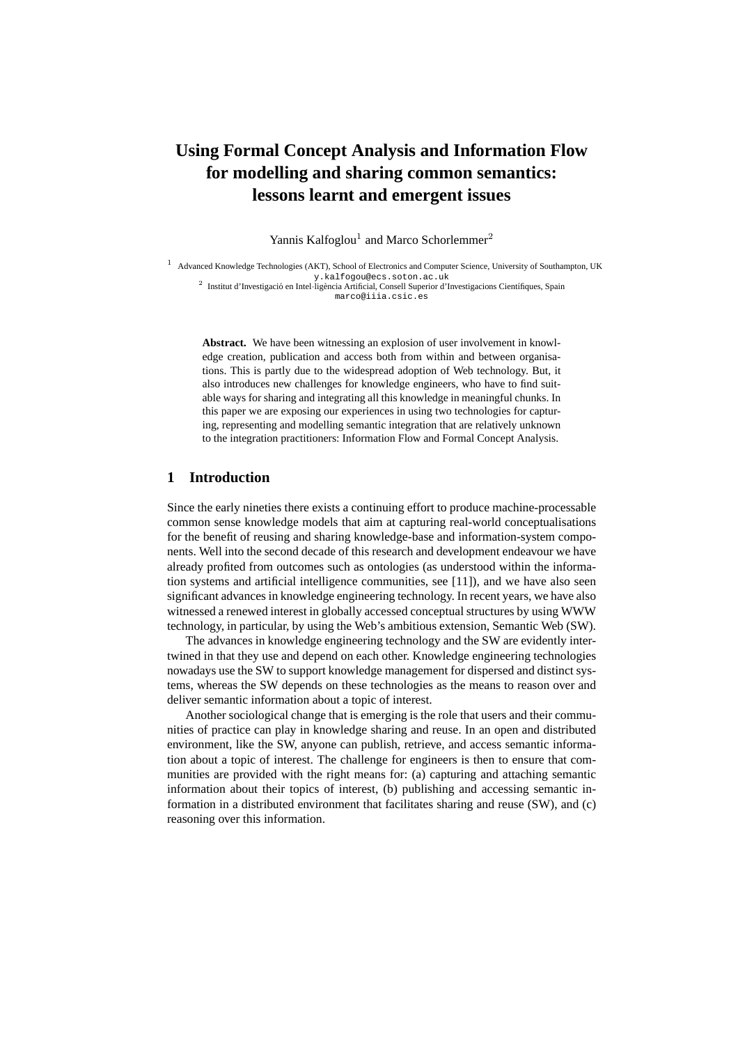# Using Formal Concept Analysis and Information Flow for modelling and sharing common semantics: lessons learnt and emergent issues

Yannis Kalfoglou[1] and Marco Schorlemmer[2]

[1] Advanced Knowledge Technologies (AKT), School of Electronics and Computer Science, University of Southampton, UK
y.kalfogou@ecs.soton.ac.uk

[2] Institut d'Investigació en Intel·ligència Artificial, Consell Superior d'Investigacions Científiques, Spain
marco@iiia.csic.es

**Abstract.** We have been witnessing an explosion of user involvement in knowledge creation, publication and access both from within and between organisations. This is partly due to the widespread adoption of Web technology. But, it also introduces new challenges for knowledge engineers, who have to find suitable ways for sharing and integrating all this knowledge in meaningful chunks. In this paper we are exposing our experiences in using two technologies for capturing, representing and modelling semantic integration that are relatively unknown to the integration practitioners: Information Flow and Formal Concept Analysis.

## 1 Introduction

Since the early nineties there exists a continuing effort to produce machine-processable common sense knowledge models that aim at capturing real-world conceptualisations for the benefit of reusing and sharing knowledge-base and information-system components. Well into the second decade of this research and development endeavour we have already profited from outcomes such as ontologies (as understood within the information systems and artificial intelligence communities, see [11]), and we have also seen significant advances in knowledge engineering technology. In recent years, we have also witnessed a renewed interest in globally accessed conceptual structures by using WWW technology, in particular, by using the Web's ambitious extension, Semantic Web (SW).

The advances in knowledge engineering technology and the SW are evidently intertwined in that they use and depend on each other. Knowledge engineering technologies nowadays use the SW to support knowledge management for dispersed and distinct systems, whereas the SW depends on these technologies as the means to reason over and deliver semantic information about a topic of interest.

Another sociological change that is emerging is the role that users and their communities of practice can play in knowledge sharing and reuse. In an open and distributed environment, like the SW, anyone can publish, retrieve, and access semantic information about a topic of interest. The challenge for engineers is then to ensure that communities are provided with the right means for: (a) capturing and attaching semantic information about their topics of interest, (b) publishing and accessing semantic information in a distributed environment that facilitates sharing and reuse (SW), and (c) reasoning over this information.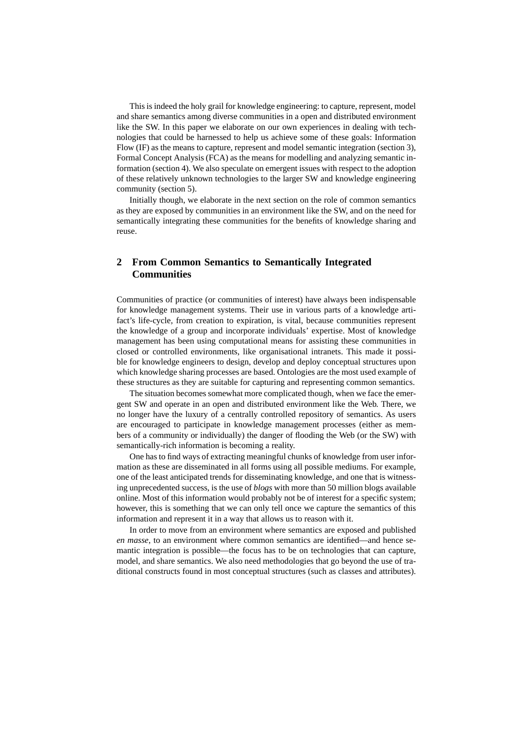This is indeed the holy grail for knowledge engineering: to capture, represent, model and share semantics among diverse communities in a open and distributed environment like the SW. In this paper we elaborate on our own experiences in dealing with technologies that could be harnessed to help us achieve some of these goals: Information Flow (IF) as the means to capture, represent and model semantic integration (section 3), Formal Concept Analysis (FCA) as the means for modelling and analyzing semantic information (section 4). We also speculate on emergent issues with respect to the adoption of these relatively unknown technologies to the larger SW and knowledge engineering community (section 5).

Initially though, we elaborate in the next section on the role of common semantics as they are exposed by communities in an environment like the SW, and on the need for semantically integrating these communities for the benefits of knowledge sharing and reuse.

## 2 From Common Semantics to Semantically Integrated Communities

Communities of practice (or communities of interest) have always been indispensable for knowledge management systems. Their use in various parts of a knowledge artifact's life-cycle, from creation to expiration, is vital, because communities represent the knowledge of a group and incorporate individuals' expertise. Most of knowledge management has been using computational means for assisting these communities in closed or controlled environments, like organisational intranets. This made it possible for knowledge engineers to design, develop and deploy conceptual structures upon which knowledge sharing processes are based. Ontologies are the most used example of these structures as they are suitable for capturing and representing common semantics.

The situation becomes somewhat more complicated though, when we face the emergent SW and operate in an open and distributed environment like the Web. There, we no longer have the luxury of a centrally controlled repository of semantics. As users are encouraged to participate in knowledge management processes (either as members of a community or individually) the danger of flooding the Web (or the SW) with semantically-rich information is becoming a reality.

One has to find ways of extracting meaningful chunks of knowledge from user information as these are disseminated in all forms using all possible mediums. For example, one of the least anticipated trends for disseminating knowledge, and one that is witnessing unprecedented success, is the use of *blogs* with more than 50 million blogs available online. Most of this information would probably not be of interest for a specific system; however, this is something that we can only tell once we capture the semantics of this information and represent it in a way that allows us to reason with it.

In order to move from an environment where semantics are exposed and published *en masse*, to an environment where common semantics are identified—and hence semantic integration is possible—the focus has to be on technologies that can capture, model, and share semantics. We also need methodologies that go beyond the use of traditional constructs found in most conceptual structures (such as classes and attributes).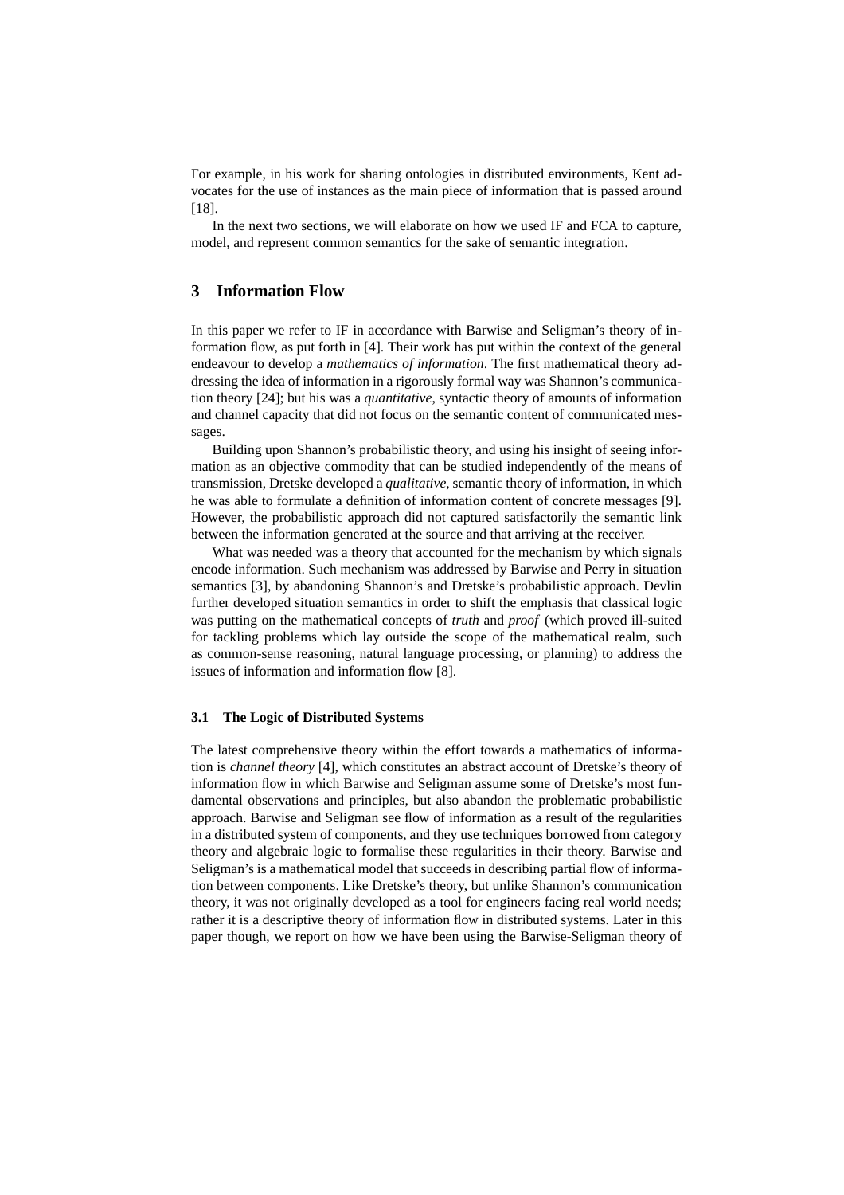For example, in his work for sharing ontologies in distributed environments, Kent advocates for the use of instances as the main piece of information that is passed around [18].

In the next two sections, we will elaborate on how we used IF and FCA to capture, model, and represent common semantics for the sake of semantic integration.

## 3 Information Flow

In this paper we refer to IF in accordance with Barwise and Seligman's theory of information flow, as put forth in [4]. Their work has put within the context of the general endeavour to develop a *mathematics of information*. The first mathematical theory addressing the idea of information in a rigorously formal way was Shannon's communication theory [24]; but his was a *quantitative*, syntactic theory of amounts of information and channel capacity that did not focus on the semantic content of communicated messages.

Building upon Shannon's probabilistic theory, and using his insight of seeing information as an objective commodity that can be studied independently of the means of transmission, Dretske developed a *qualitative*, semantic theory of information, in which he was able to formulate a definition of information content of concrete messages [9]. However, the probabilistic approach did not captured satisfactorily the semantic link between the information generated at the source and that arriving at the receiver.

What was needed was a theory that accounted for the mechanism by which signals encode information. Such mechanism was addressed by Barwise and Perry in situation semantics [3], by abandoning Shannon's and Dretske's probabilistic approach. Devlin further developed situation semantics in order to shift the emphasis that classical logic was putting on the mathematical concepts of *truth* and *proof* (which proved ill-suited for tackling problems which lay outside the scope of the mathematical realm, such as common-sense reasoning, natural language processing, or planning) to address the issues of information and information flow [8].

### 3.1 The Logic of Distributed Systems

The latest comprehensive theory within the effort towards a mathematics of information is *channel theory* [4], which constitutes an abstract account of Dretske's theory of information flow in which Barwise and Seligman assume some of Dretske's most fundamental observations and principles, but also abandon the problematic probabilistic approach. Barwise and Seligman see flow of information as a result of the regularities in a distributed system of components, and they use techniques borrowed from category theory and algebraic logic to formalise these regularities in their theory. Barwise and Seligman's is a mathematical model that succeeds in describing partial flow of information between components. Like Dretske's theory, but unlike Shannon's communication theory, it was not originally developed as a tool for engineers facing real world needs; rather it is a descriptive theory of information flow in distributed systems. Later in this paper though, we report on how we have been using the Barwise-Seligman theory of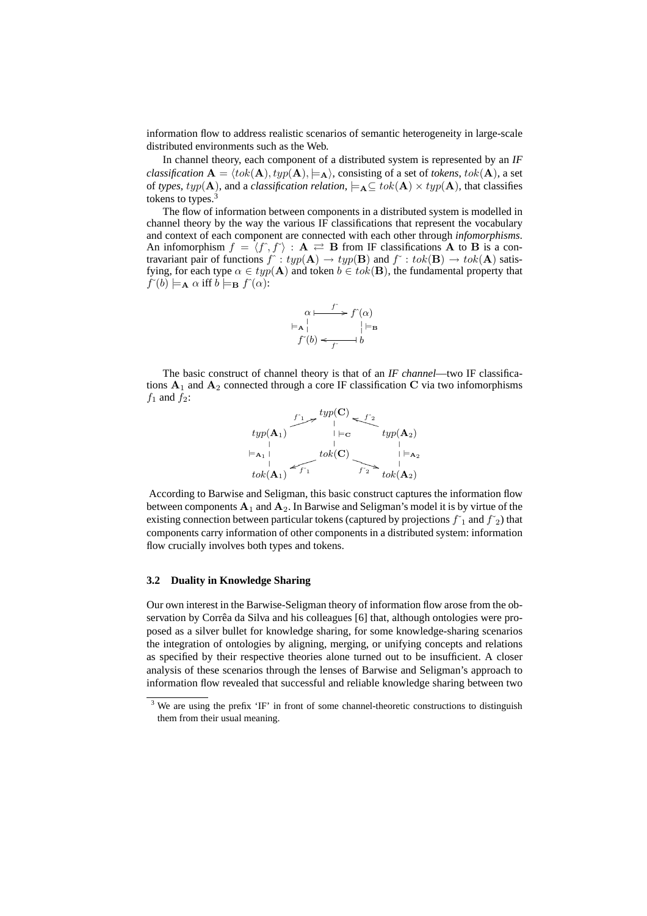information flow to address realistic scenarios of semantic heterogeneity in large-scale distributed environments such as the Web.

In channel theory, each component of a distributed system is represented by an *IF classification* $\mathbf{A} = \langle tok(\mathbf{A}), typ(\mathbf{A}), \models_{\mathbf{A}} \rangle$, consisting of a set of *tokens*, $tok(\mathbf{A})$, a set of *types*, $typ(\mathbf{A})$, and a *classification relation*, $\models_{\mathbf{A}} \subseteq tok(\mathbf{A}) \times typ(\mathbf{A})$, that classifies tokens to types.[3]

The flow of information between components in a distributed system is modelled in channel theory by the way the various IF classifications that represent the vocabulary and context of each component are connected with each other through *infomorphisms*. An infomorphism $f = \langle f\hat{}, f\check{} \rangle : \mathbf{A} \rightleftarrows \mathbf{B}$ from IF classifications $\mathbf{A}$ to $\mathbf{B}$ is a contravariant pair of functions $f\hat{} : typ(\mathbf{A}) \rightarrow typ(\mathbf{B})$ and $f\check{} : tok(\mathbf{B}) \rightarrow tok(\mathbf{A})$ satisfying, for each type $\alpha \in typ(\mathbf{A})$ and token $b \in tok(\mathbf{B})$, the fundamental property that $f\check{}(b) \models_{\mathbf{A}} \alpha$ iff $b \models_{\mathbf{B}} f\hat{}(\alpha)$:

$$
\begin{array}{ccc}
\alpha & \xrightarrow{f\hat{}} & f\hat{}(\alpha) \\
\models_{\mathbf{A}} | & & | \models_{\mathbf{B}} \\
f\check{}(b) & \xleftarrow[f\check{}]{} & b
\end{array}
$$

The basic construct of channel theory is that of an *IF channel*—two IF classifications $\mathbf{A}_1$ and $\mathbf{A}_2$ connected through a core IF classification $\mathbf{C}$ via two infomorphisms $f_1$ and $f_2$:

$$
\begin{array}{ccccc}
 & \overset{f\hat{}_1}{\nearrow} & typ(\mathbf{C}) & \overset{f\hat{}_2}{\nwarrow} & \\
typ(\mathbf{A}_1) & & | \models_{\mathbf{C}} & & typ(\mathbf{A}_2) \\
\models_{\mathbf{A}_1} | & & tok(\mathbf{C}) & & | \models_{\mathbf{A}_2} \\
tok(\mathbf{A}_1) & \underset{f\check{}_1}{\swarrow} & & \underset{f\check{}_2}{\searrow} & tok(\mathbf{A}_2)
\end{array}
$$

According to Barwise and Seligman, this basic construct captures the information flow between components $\mathbf{A}_1$ and $\mathbf{A}_2$. In Barwise and Seligman's model it is by virtue of the existing connection between particular tokens (captured by projections $f\check{}_1$ and $f\check{}_2$) that components carry information of other components in a distributed system: information flow crucially involves both types and tokens.

### 3.2 Duality in Knowledge Sharing

Our own interest in the Barwise-Seligman theory of information flow arose from the observation by Corrêa da Silva and his colleagues [6] that, although ontologies were proposed as a silver bullet for knowledge sharing, for some knowledge-sharing scenarios the integration of ontologies by aligning, merging, or unifying concepts and relations as specified by their respective theories alone turned out to be insufficient. A closer analysis of these scenarios through the lenses of Barwise and Seligman's approach to information flow revealed that successful and reliable knowledge sharing between two

[3] We are using the prefix 'IF' in front of some channel-theoretic constructions to distinguish them from their usual meaning.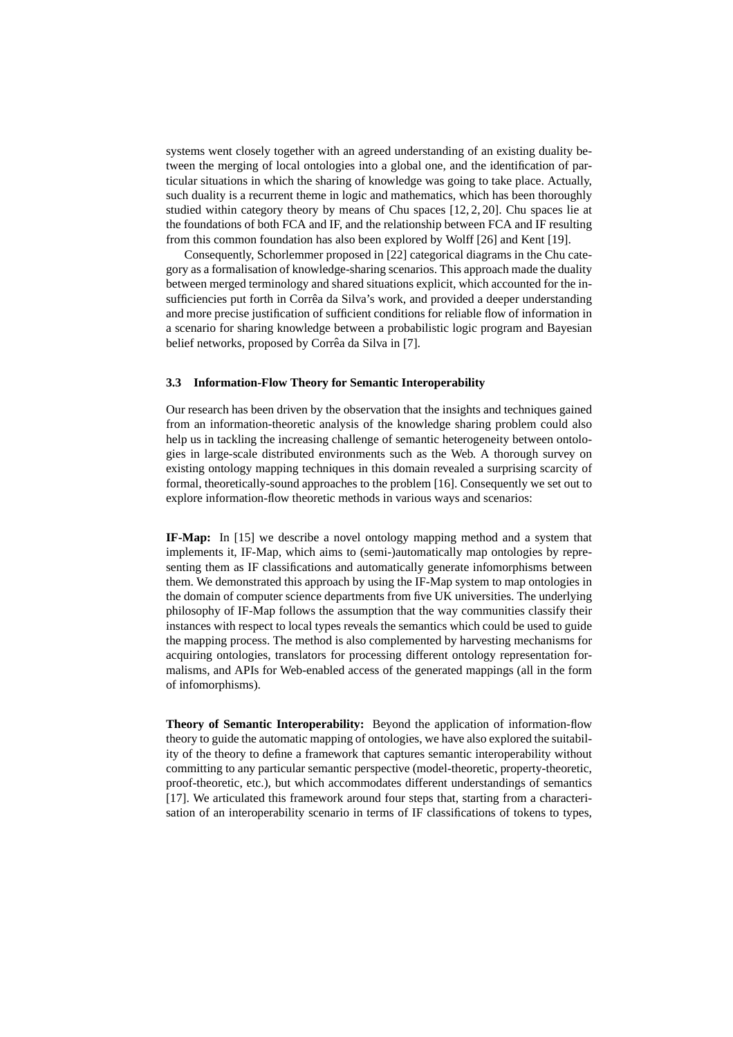systems went closely together with an agreed understanding of an existing duality between the merging of local ontologies into a global one, and the identification of particular situations in which the sharing of knowledge was going to take place. Actually, such duality is a recurrent theme in logic and mathematics, which has been thoroughly studied within category theory by means of Chu spaces [12, 2, 20]. Chu spaces lie at the foundations of both FCA and IF, and the relationship between FCA and IF resulting from this common foundation has also been explored by Wolff [26] and Kent [19].

Consequently, Schorlemmer proposed in [22] categorical diagrams in the Chu category as a formalisation of knowledge-sharing scenarios. This approach made the duality between merged terminology and shared situations explicit, which accounted for the insufficiencies put forth in Corrêa da Silva's work, and provided a deeper understanding and more precise justification of sufficient conditions for reliable flow of information in a scenario for sharing knowledge between a probabilistic logic program and Bayesian belief networks, proposed by Corrêa da Silva in [7].

### 3.3 Information-Flow Theory for Semantic Interoperability

Our research has been driven by the observation that the insights and techniques gained from an information-theoretic analysis of the knowledge sharing problem could also help us in tackling the increasing challenge of semantic heterogeneity between ontologies in large-scale distributed environments such as the Web. A thorough survey on existing ontology mapping techniques in this domain revealed a surprising scarcity of formal, theoretically-sound approaches to the problem [16]. Consequently we set out to explore information-flow theoretic methods in various ways and scenarios:

**IF-Map:** In [15] we describe a novel ontology mapping method and a system that implements it, IF-Map, which aims to (semi-)automatically map ontologies by representing them as IF classifications and automatically generate infomorphisms between them. We demonstrated this approach by using the IF-Map system to map ontologies in the domain of computer science departments from five UK universities. The underlying philosophy of IF-Map follows the assumption that the way communities classify their instances with respect to local types reveals the semantics which could be used to guide the mapping process. The method is also complemented by harvesting mechanisms for acquiring ontologies, translators for processing different ontology representation formalisms, and APIs for Web-enabled access of the generated mappings (all in the form of infomorphisms).

**Theory of Semantic Interoperability:** Beyond the application of information-flow theory to guide the automatic mapping of ontologies, we have also explored the suitability of the theory to define a framework that captures semantic interoperability without committing to any particular semantic perspective (model-theoretic, property-theoretic, proof-theoretic, etc.), but which accommodates different understandings of semantics [17]. We articulated this framework around four steps that, starting from a characterisation of an interoperability scenario in terms of IF classifications of tokens to types,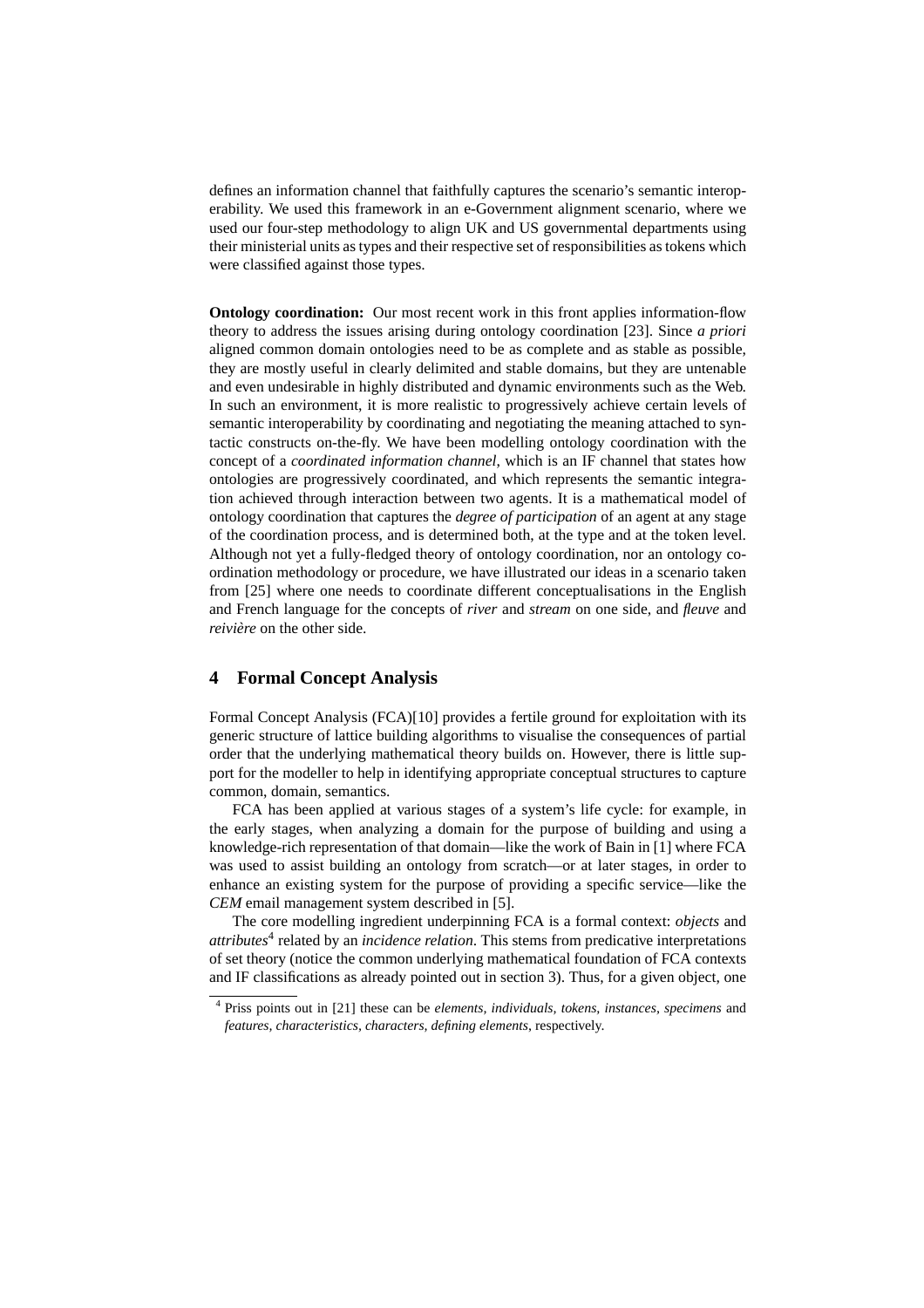defines an information channel that faithfully captures the scenario's semantic interoperability. We used this framework in an e-Government alignment scenario, where we used our four-step methodology to align UK and US governmental departments using their ministerial units as types and their respective set of responsibilities as tokens which were classified against those types.

**Ontology coordination:** Our most recent work in this front applies information-flow theory to address the issues arising during ontology coordination [23]. Since *a priori* aligned common domain ontologies need to be as complete and as stable as possible, they are mostly useful in clearly delimited and stable domains, but they are untenable and even undesirable in highly distributed and dynamic environments such as the Web. In such an environment, it is more realistic to progressively achieve certain levels of semantic interoperability by coordinating and negotiating the meaning attached to syntactic constructs on-the-fly. We have been modelling ontology coordination with the concept of a *coordinated information channel*, which is an IF channel that states how ontologies are progressively coordinated, and which represents the semantic integration achieved through interaction between two agents. It is a mathematical model of ontology coordination that captures the *degree of participation* of an agent at any stage of the coordination process, and is determined both, at the type and at the token level. Although not yet a fully-fledged theory of ontology coordination, nor an ontology coordination methodology or procedure, we have illustrated our ideas in a scenario taken from [25] where one needs to coordinate different conceptualisations in the English and French language for the concepts of *river* and *stream* on one side, and *fleuve* and *reivière* on the other side.

## 4 Formal Concept Analysis

Formal Concept Analysis (FCA)[10] provides a fertile ground for exploitation with its generic structure of lattice building algorithms to visualise the consequences of partial order that the underlying mathematical theory builds on. However, there is little support for the modeller to help in identifying appropriate conceptual structures to capture common, domain, semantics.

FCA has been applied at various stages of a system's life cycle: for example, in the early stages, when analyzing a domain for the purpose of building and using a knowledge-rich representation of that domain—like the work of Bain in [1] where FCA was used to assist building an ontology from scratch—or at later stages, in order to enhance an existing system for the purpose of providing a specific service—like the *CEM* email management system described in [5].

The core modelling ingredient underpinning FCA is a formal context: *objects* and *attributes*[4] related by an *incidence relation*. This stems from predicative interpretations of set theory (notice the common underlying mathematical foundation of FCA contexts and IF classifications as already pointed out in section 3). Thus, for a given object, one

[4] Priss points out in [21] these can be *elements, individuals, tokens, instances, specimens* and *features, characteristics, characters, defining elements*, respectively.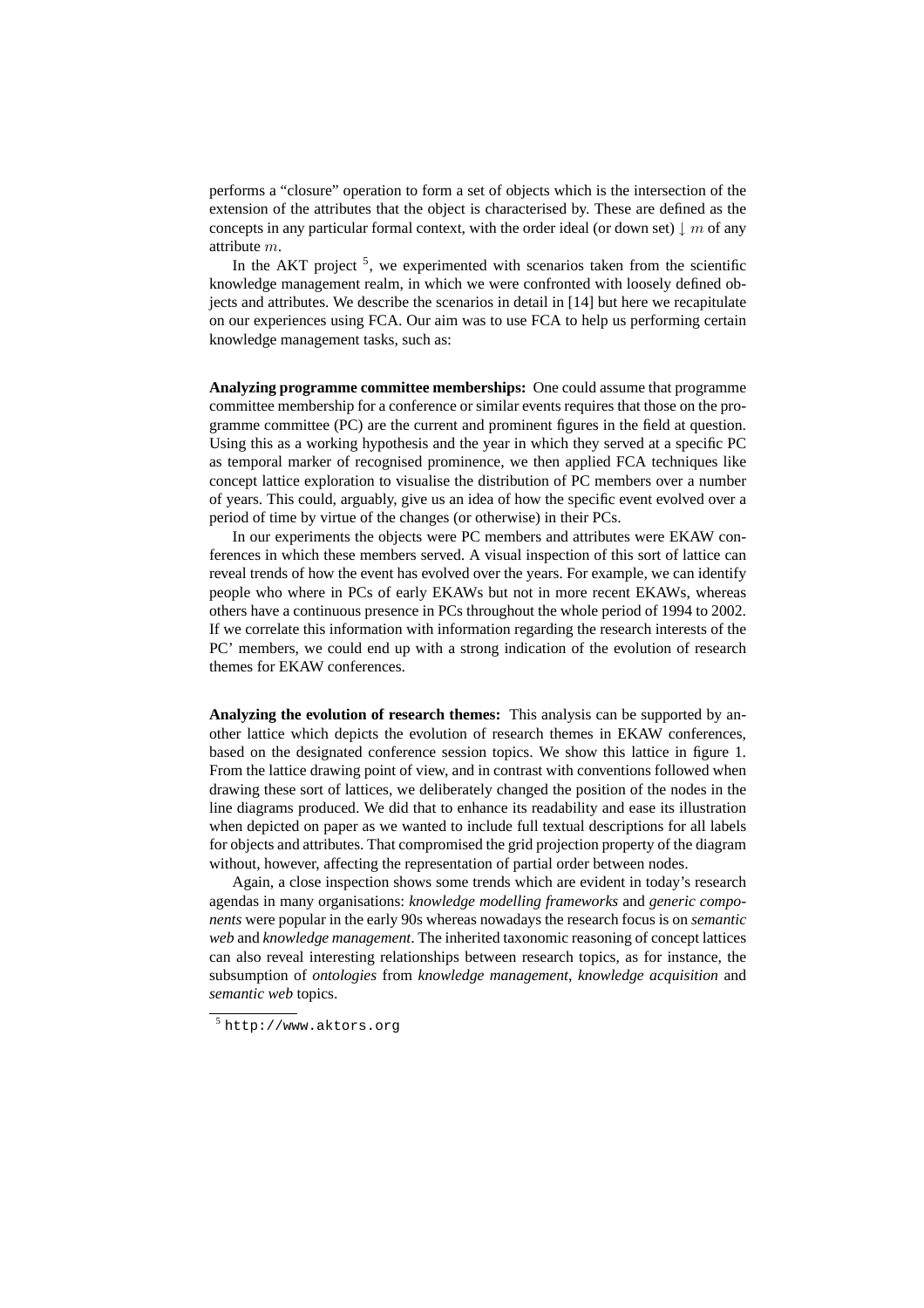performs a "closure" operation to form a set of objects which is the intersection of the extension of the attributes that the object is characterised by. These are defined as the concepts in any particular formal context, with the order ideal (or down set) $\downarrow m$ of any attribute $m$.

In the AKT project [5], we experimented with scenarios taken from the scientific knowledge management realm, in which we were confronted with loosely defined objects and attributes. We describe the scenarios in detail in [14] but here we recapitulate on our experiences using FCA. Our aim was to use FCA to help us performing certain knowledge management tasks, such as:

**Analyzing programme committee memberships:** One could assume that programme committee membership for a conference or similar events requires that those on the programme committee (PC) are the current and prominent figures in the field at question. Using this as a working hypothesis and the year in which they served at a specific PC as temporal marker of recognised prominence, we then applied FCA techniques like concept lattice exploration to visualise the distribution of PC members over a number of years. This could, arguably, give us an idea of how the specific event evolved over a period of time by virtue of the changes (or otherwise) in their PCs.

In our experiments the objects were PC members and attributes were EKAW conferences in which these members served. A visual inspection of this sort of lattice can reveal trends of how the event has evolved over the years. For example, we can identify people who where in PCs of early EKAWs but not in more recent EKAWs, whereas others have a continuous presence in PCs throughout the whole period of 1994 to 2002. If we correlate this information with information regarding the research interests of the PC' members, we could end up with a strong indication of the evolution of research themes for EKAW conferences.

**Analyzing the evolution of research themes:** This analysis can be supported by another lattice which depicts the evolution of research themes in EKAW conferences, based on the designated conference session topics. We show this lattice in figure 1. From the lattice drawing point of view, and in contrast with conventions followed when drawing these sort of lattices, we deliberately changed the position of the nodes in the line diagrams produced. We did that to enhance its readability and ease its illustration when depicted on paper as we wanted to include full textual descriptions for all labels for objects and attributes. That compromised the grid projection property of the diagram without, however, affecting the representation of partial order between nodes.

Again, a close inspection shows some trends which are evident in today's research agendas in many organisations: *knowledge modelling frameworks* and *generic components* were popular in the early 90s whereas nowadays the research focus is on *semantic web* and *knowledge management*. The inherited taxonomic reasoning of concept lattices can also reveal interesting relationships between research topics, as for instance, the subsumption of *ontologies* from *knowledge management*, *knowledge acquisition* and *semantic web* topics.

[5] http://www.aktors.org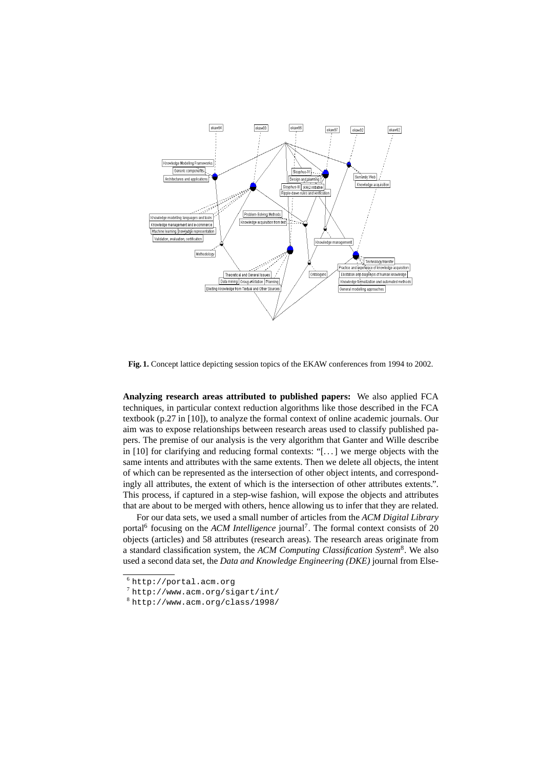**Fig. 1.** Concept lattice depicting session topics of the EKAW conferences from 1994 to 2002.

**Analyzing research areas attributed to published papers:** We also applied FCA techniques, in particular context reduction algorithms like those described in the FCA textbook (p.27 in [10]), to analyze the formal context of online academic journals. Our aim was to expose relationships between research areas used to classify published papers. The premise of our analysis is the very algorithm that Ganter and Wille describe in [10] for clarifying and reducing formal contexts: "[...] we merge objects with the same intents and attributes with the same extents. Then we delete all objects, the intent of which can be represented as the intersection of other object intents, and correspondingly all attributes, the extent of which is the intersection of other attributes extents.". This process, if captured in a step-wise fashion, will expose the objects and attributes that are about to be merged with others, hence allowing us to infer that they are related.

For our data sets, we used a small number of articles from the *ACM Digital Library* portal[6] focusing on the *ACM Intelligence* journal[7]. The formal context consists of 20 objects (articles) and 58 attributes (research areas). The research areas originate from a standard classification system, the *ACM Computing Classification System*[8]. We also used a second data set, the *Data and Knowledge Engineering (DKE)* journal from Else-

[6] http://portal.acm.org

[7] http://www.acm.org/sigart/int/

[8] http://www.acm.org/class/1998/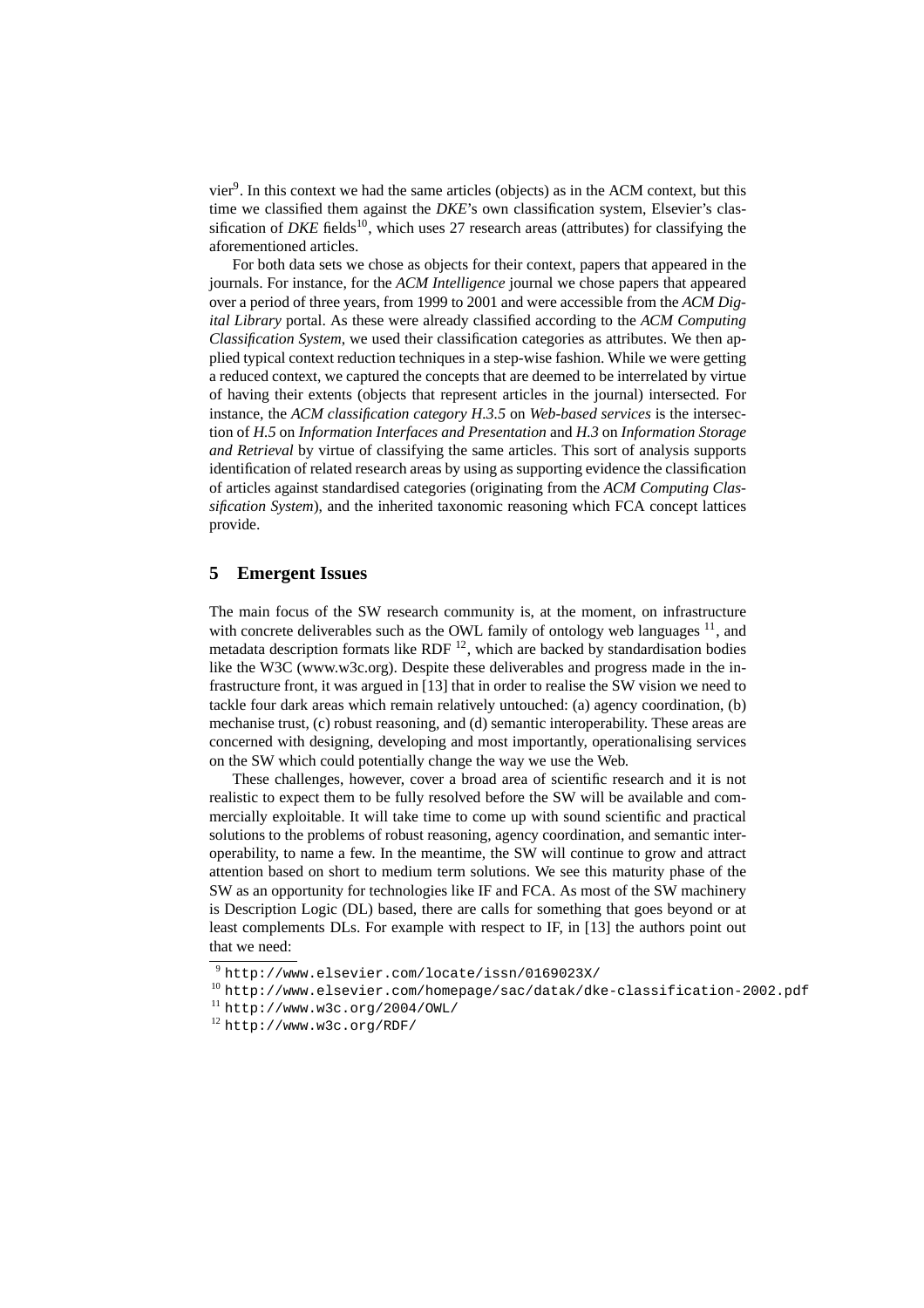vier[9]. In this context we had the same articles (objects) as in the ACM context, but this time we classified them against the *DKE*'s own classification system, Elsevier's classification of *DKE* fields[10], which uses 27 research areas (attributes) for classifying the aforementioned articles.

For both data sets we chose as objects for their context, papers that appeared in the journals. For instance, for the *ACM Intelligence* journal we chose papers that appeared over a period of three years, from 1999 to 2001 and were accessible from the *ACM Digital Library* portal. As these were already classified according to the *ACM Computing Classification System*, we used their classification categories as attributes. We then applied typical context reduction techniques in a step-wise fashion. While we were getting a reduced context, we captured the concepts that are deemed to be interrelated by virtue of having their extents (objects that represent articles in the journal) intersected. For instance, the *ACM classification category H.3.5* on *Web-based services* is the intersection of *H.5* on *Information Interfaces and Presentation* and *H.3* on *Information Storage and Retrieval* by virtue of classifying the same articles. This sort of analysis supports identification of related research areas by using as supporting evidence the classification of articles against standardised categories (originating from the *ACM Computing Classification System*), and the inherited taxonomic reasoning which FCA concept lattices provide.

## 5 Emergent Issues

The main focus of the SW research community is, at the moment, on infrastructure with concrete deliverables such as the OWL family of ontology web languages [11], and metadata description formats like RDF [12], which are backed by standardisation bodies like the W3C (www.w3c.org). Despite these deliverables and progress made in the infrastructure front, it was argued in [13] that in order to realise the SW vision we need to tackle four dark areas which remain relatively untouched: (a) agency coordination, (b) mechanise trust, (c) robust reasoning, and (d) semantic interoperability. These areas are concerned with designing, developing and most importantly, operationalising services on the SW which could potentially change the way we use the Web.

These challenges, however, cover a broad area of scientific research and it is not realistic to expect them to be fully resolved before the SW will be available and commercially exploitable. It will take time to come up with sound scientific and practical solutions to the problems of robust reasoning, agency coordination, and semantic interoperability, to name a few. In the meantime, the SW will continue to grow and attract attention based on short to medium term solutions. We see this maturity phase of the SW as an opportunity for technologies like IF and FCA. As most of the SW machinery is Description Logic (DL) based, there are calls for something that goes beyond or at least complements DLs. For example with respect to IF, in [13] the authors point out that we need:

[9] http://www.elsevier.com/locate/issn/0169023X/

[10] http://www.elsevier.com/homepage/sac/datak/dke-classification-2002.pdf

[11] http://www.w3c.org/2004/OWL/

[12] http://www.w3c.org/RDF/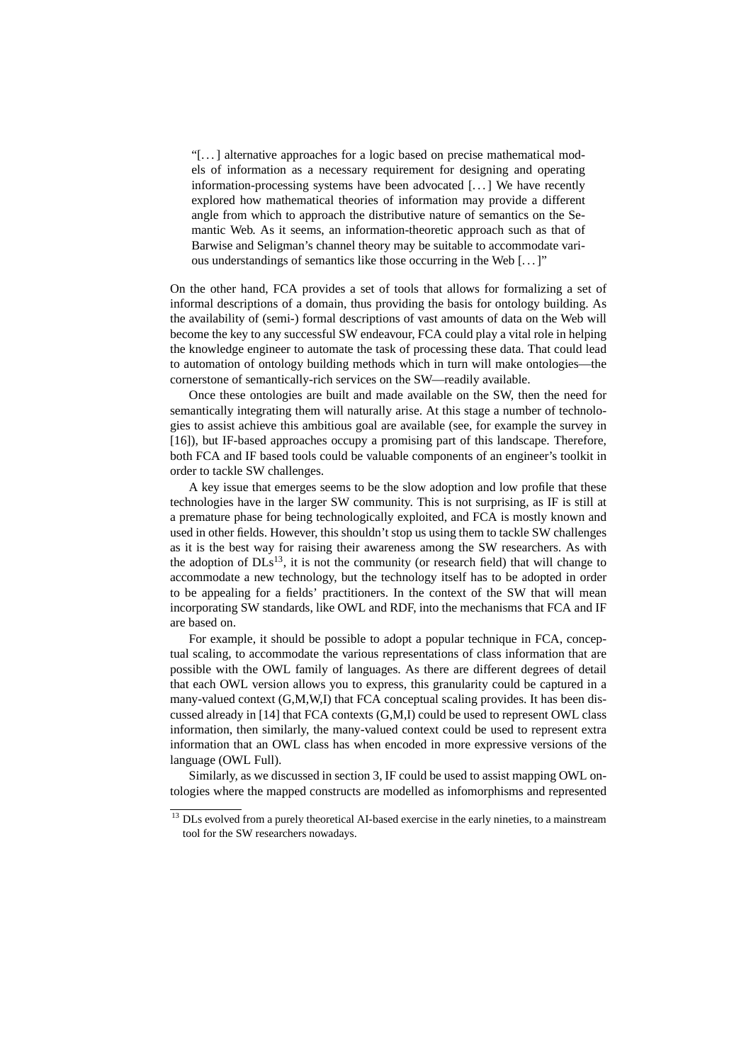> "[. . . ] alternative approaches for a logic based on precise mathematical models of information as a necessary requirement for designing and operating information-processing systems have been advocated [. . . ] We have recently explored how mathematical theories of information may provide a different angle from which to approach the distributive nature of semantics on the Semantic Web. As it seems, an information-theoretic approach such as that of Barwise and Seligman's channel theory may be suitable to accommodate various understandings of semantics like those occurring in the Web [. . . ]"

On the other hand, FCA provides a set of tools that allows for formalizing a set of informal descriptions of a domain, thus providing the basis for ontology building. As the availability of (semi-) formal descriptions of vast amounts of data on the Web will become the key to any successful SW endeavour, FCA could play a vital role in helping the knowledge engineer to automate the task of processing these data. That could lead to automation of ontology building methods which in turn will make ontologies—the cornerstone of semantically-rich services on the SW—readily available.

Once these ontologies are built and made available on the SW, then the need for semantically integrating them will naturally arise. At this stage a number of technologies to assist achieve this ambitious goal are available (see, for example the survey in [16]), but IF-based approaches occupy a promising part of this landscape. Therefore, both FCA and IF based tools could be valuable components of an engineer's toolkit in order to tackle SW challenges.

A key issue that emerges seems to be the slow adoption and low profile that these technologies have in the larger SW community. This is not surprising, as IF is still at a premature phase for being technologically exploited, and FCA is mostly known and used in other fields. However, this shouldn't stop us using them to tackle SW challenges as it is the best way for raising their awareness among the SW researchers. As with the adoption of DLs[13], it is not the community (or research field) that will change to accommodate a new technology, but the technology itself has to be adopted in order to be appealing for a fields' practitioners. In the context of the SW that will mean incorporating SW standards, like OWL and RDF, into the mechanisms that FCA and IF are based on.

For example, it should be possible to adopt a popular technique in FCA, conceptual scaling, to accommodate the various representations of class information that are possible with the OWL family of languages. As there are different degrees of detail that each OWL version allows you to express, this granularity could be captured in a many-valued context (G,M,W,I) that FCA conceptual scaling provides. It has been discussed already in [14] that FCA contexts (G,M,I) could be used to represent OWL class information, then similarly, the many-valued context could be used to represent extra information that an OWL class has when encoded in more expressive versions of the language (OWL Full).

Similarly, as we discussed in section 3, IF could be used to assist mapping OWL ontologies where the mapped constructs are modelled as infomorphisms and represented

[13] DLs evolved from a purely theoretical AI-based exercise in the early nineties, to a mainstream tool for the SW researchers nowadays.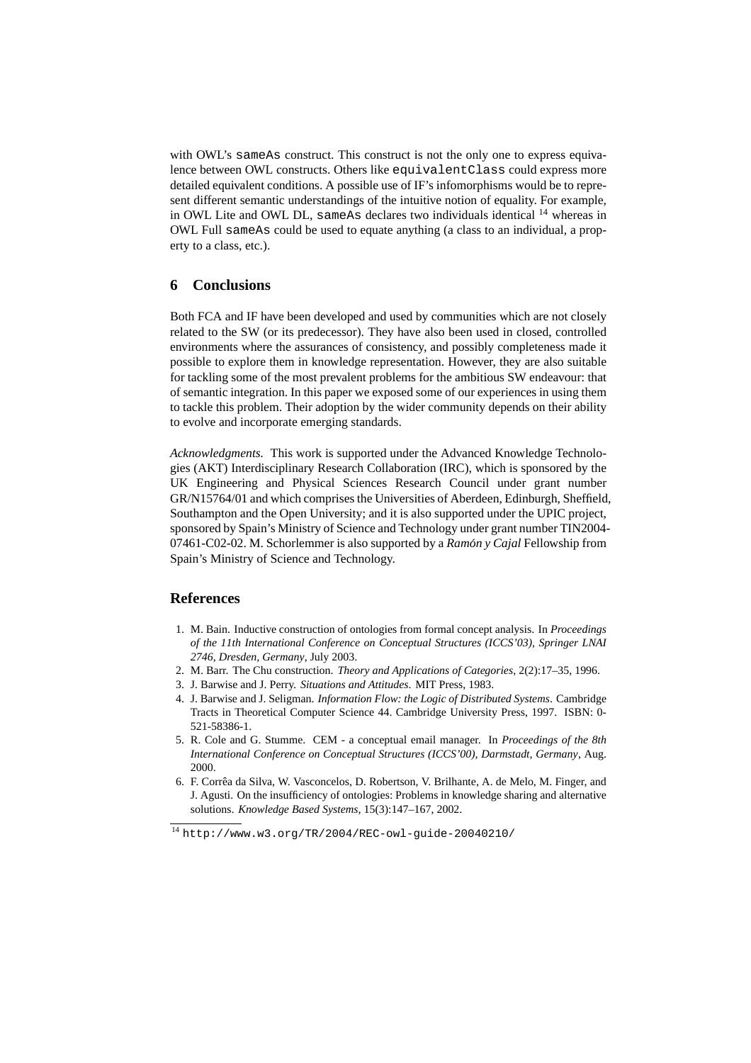with OWL's `sameAs` construct. This construct is not the only one to express equivalence between OWL constructs. Others like `equivalentClass` could express more detailed equivalent conditions. A possible use of IF's infomorphisms would be to represent different semantic understandings of the intuitive notion of equality. For example, in OWL Lite and OWL DL, `sameAs` declares two individuals identical [14] whereas in OWL Full `sameAs` could be used to equate anything (a class to an individual, a property to a class, etc.).

## 6 Conclusions

Both FCA and IF have been developed and used by communities which are not closely related to the SW (or its predecessor). They have also been used in closed, controlled environments where the assurances of consistency, and possibly completeness made it possible to explore them in knowledge representation. However, they are also suitable for tackling some of the most prevalent problems for the ambitious SW endeavour: that of semantic integration. In this paper we exposed some of our experiences in using them to tackle this problem. Their adoption by the wider community depends on their ability to evolve and incorporate emerging standards.

*Acknowledgments.* This work is supported under the Advanced Knowledge Technologies (AKT) Interdisciplinary Research Collaboration (IRC), which is sponsored by the UK Engineering and Physical Sciences Research Council under grant number GR/N15764/01 and which comprises the Universities of Aberdeen, Edinburgh, Sheffield, Southampton and the Open University; and it is also supported under the UPIC project, sponsored by Spain's Ministry of Science and Technology under grant number TIN2004-07461-C02-02. M. Schorlemmer is also supported by a *Ramón y Cajal* Fellowship from Spain's Ministry of Science and Technology.

## References

1. M. Bain. Inductive construction of ontologies from formal concept analysis. In *Proceedings of the 11th International Conference on Conceptual Structures (ICCS'03), Springer LNAI 2746, Dresden, Germany*, July 2003.
2. M. Barr. The Chu construction. *Theory and Applications of Categories*, 2(2):17–35, 1996.
3. J. Barwise and J. Perry. *Situations and Attitudes*. MIT Press, 1983.
4. J. Barwise and J. Seligman. *Information Flow: the Logic of Distributed Systems*. Cambridge Tracts in Theoretical Computer Science 44. Cambridge University Press, 1997. ISBN: 0-521-58386-1.
5. R. Cole and G. Stumme. CEM - a conceptual email manager. In *Proceedings of the 8th International Conference on Conceptual Structures (ICCS'00), Darmstadt, Germany*, Aug. 2000.
6. F. Corrêa da Silva, W. Vasconcelos, D. Robertson, V. Brilhante, A. de Melo, M. Finger, and J. Agusti. On the insufficiency of ontologies: Problems in knowledge sharing and alternative solutions. *Knowledge Based Systems*, 15(3):147–167, 2002.

[14] `http://www.w3.org/TR/2004/REC-owl-guide-20040210/`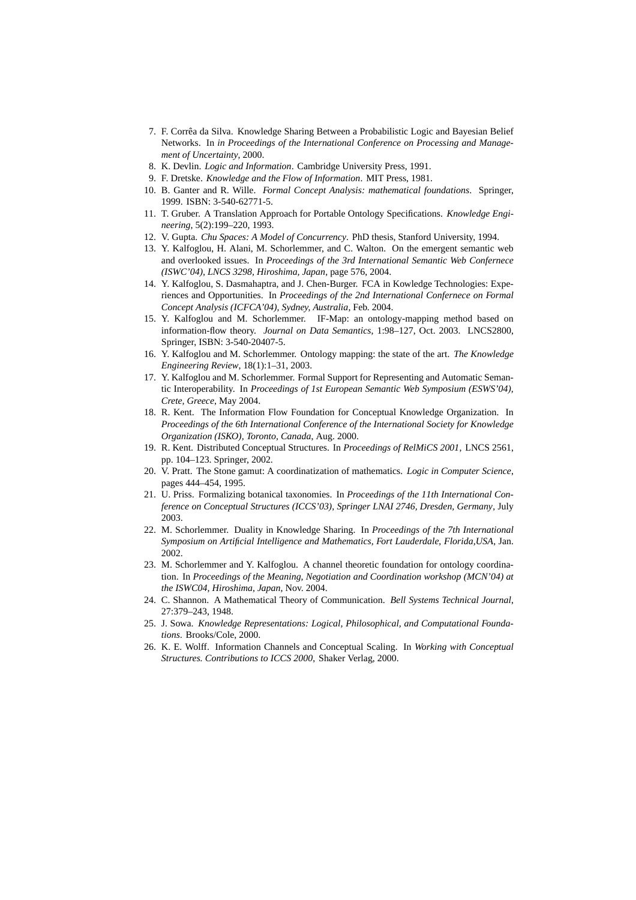7. F. Corrêa da Silva. Knowledge Sharing Between a Probabilistic Logic and Bayesian Belief Networks. In *in Proceedings of the International Conference on Processing and Management of Uncertainty*, 2000.
8. K. Devlin. *Logic and Information*. Cambridge University Press, 1991.
9. F. Dretske. *Knowledge and the Flow of Information*. MIT Press, 1981.
10. B. Ganter and R. Wille. *Formal Concept Analysis: mathematical foundations*. Springer, 1999. ISBN: 3-540-62771-5.
11. T. Gruber. A Translation Approach for Portable Ontology Specifications. *Knowledge Engineering*, 5(2):199–220, 1993.
12. V. Gupta. *Chu Spaces: A Model of Concurrency*. PhD thesis, Stanford University, 1994.
13. Y. Kalfoglou, H. Alani, M. Schorlemmer, and C. Walton. On the emergent semantic web and overlooked issues. In *Proceedings of the 3rd International Semantic Web Confernece (ISWC'04), LNCS 3298, Hiroshima, Japan*, page 576, 2004.
14. Y. Kalfoglou, S. Dasmahaptra, and J. Chen-Burger. FCA in Kowledge Technologies: Experiences and Opportunities. In *Proceedings of the 2nd International Confernece on Formal Concept Analysis (ICFCA'04), Sydney, Australia*, Feb. 2004.
15. Y. Kalfoglou and M. Schorlemmer. IF-Map: an ontology-mapping method based on information-flow theory. *Journal on Data Semantics*, 1:98–127, Oct. 2003. LNCS2800, Springer, ISBN: 3-540-20407-5.
16. Y. Kalfoglou and M. Schorlemmer. Ontology mapping: the state of the art. *The Knowledge Engineering Review*, 18(1):1–31, 2003.
17. Y. Kalfoglou and M. Schorlemmer. Formal Support for Representing and Automatic Semantic Interoperability. In *Proceedings of 1st European Semantic Web Symposium (ESWS'04), Crete, Greece*, May 2004.
18. R. Kent. The Information Flow Foundation for Conceptual Knowledge Organization. In *Proceedings of the 6th International Conference of the International Society for Knowledge Organization (ISKO), Toronto, Canada*, Aug. 2000.
19. R. Kent. Distributed Conceptual Structures. In *Proceedings of RelMiCS 2001*, LNCS 2561, pp. 104–123. Springer, 2002.
20. V. Pratt. The Stone gamut: A coordinatization of mathematics. *Logic in Computer Science*, pages 444–454, 1995.
21. U. Priss. Formalizing botanical taxonomies. In *Proceedings of the 11th International Conference on Conceptual Structures (ICCS'03), Springer LNAI 2746, Dresden, Germany*, July 2003.
22. M. Schorlemmer. Duality in Knowledge Sharing. In *Proceedings of the 7th International Symposium on Artificial Intelligence and Mathematics, Fort Lauderdale, Florida,USA*, Jan. 2002.
23. M. Schorlemmer and Y. Kalfoglou. A channel theoretic foundation for ontology coordination. In *Proceedings of the Meaning, Negotiation and Coordination workshop (MCN'04) at the ISWC04, Hiroshima, Japan*, Nov. 2004.
24. C. Shannon. A Mathematical Theory of Communication. *Bell Systems Technical Journal*, 27:379–243, 1948.
25. J. Sowa. *Knowledge Representations: Logical, Philosophical, and Computational Foundations*. Brooks/Cole, 2000.
26. K. E. Wolff. Information Channels and Conceptual Scaling. In *Working with Conceptual Structures. Contributions to ICCS 2000*, Shaker Verlag, 2000.